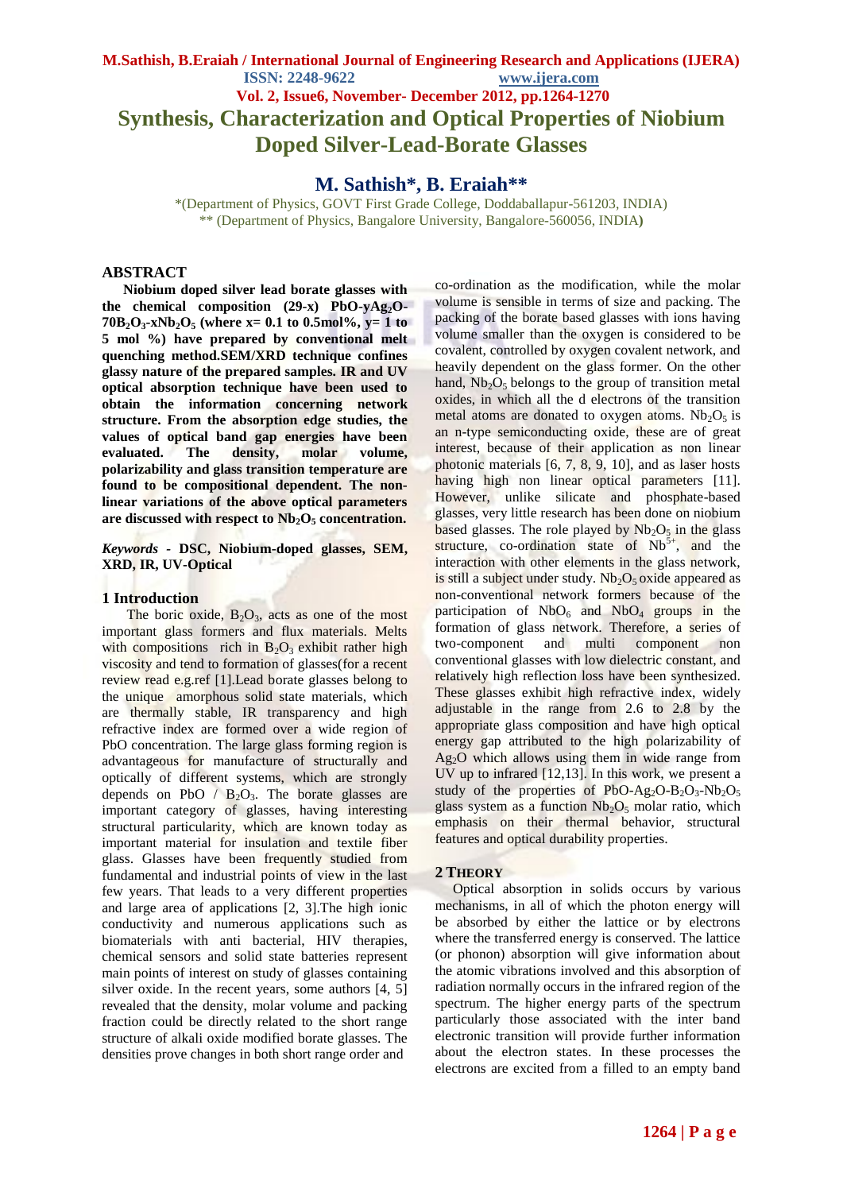# Synthesis, Characterization and Optical Properties of Niobium Doped Silver-Lead-Borate Glasses

## M. Sathish*, B. Eraiah**

*(Department of Physics, GOVT First Grade College, Doddaballapur-561203, INDIA)
** (Department of Physics, Bangalore University, Bangalore-560056, INDIA)

## ABSTRACT

**Niobium doped silver lead borate glasses with the chemical composition (29-x) PbO-yAg$_2$O-70B$_2$O$_3$-xNb$_2$O$_5$ (where x= 0.1 to 0.5mol%, y= 1 to 5 mol %) have prepared by conventional melt quenching method.SEM/XRD technique confines glassy nature of the prepared samples. IR and UV optical absorption technique have been used to obtain the information concerning network structure. From the absorption edge studies, the values of optical band gap energies have been evaluated. The density, molar volume, polarizability and glass transition temperature are found to be compositional dependent. The non-linear variations of the above optical parameters are discussed with respect to Nb$_2$O$_5$ concentration.**

***Keywords*** **- DSC, Niobium-doped glasses, SEM, XRD, IR, UV-Optical**

## 1 Introduction

The boric oxide, B$_2$O$_3$, acts as one of the most important glass formers and flux materials. Melts with compositions rich in B$_2$O$_3$ exhibit rather high viscosity and tend to formation of glasses(for a recent review read e.g.ref [1].Lead borate glasses belong to the unique amorphous solid state materials, which are thermally stable, IR transparency and high refractive index are formed over a wide region of PbO concentration. The large glass forming region is advantageous for manufacture of structurally and optically of different systems, which are strongly depends on PbO / B$_2$O$_3$. The borate glasses are important category of glasses, having interesting structural particularity, which are known today as important material for insulation and textile fiber glass. Glasses have been frequently studied from fundamental and industrial points of view in the last few years. That leads to a very different properties and large area of applications [2, 3].The high ionic conductivity and numerous applications such as biomaterials with anti bacterial, HIV therapies, chemical sensors and solid state batteries represent main points of interest on study of glasses containing silver oxide. In the recent years, some authors [4, 5] revealed that the density, molar volume and packing fraction could be directly related to the short range structure of alkali oxide modified borate glasses. The densities prove changes in both short range order and co-ordination as the modification, while the molar volume is sensible in terms of size and packing. The packing of the borate based glasses with ions having volume smaller than the oxygen is considered to be covalent, controlled by oxygen covalent network, and heavily dependent on the glass former. On the other hand, Nb$_2$O$_5$ belongs to the group of transition metal oxides, in which all the d electrons of the transition metal atoms are donated to oxygen atoms. Nb$_2$O$_5$ is an n-type semiconducting oxide, these are of great interest, because of their application as non linear photonic materials [6, 7, 8, 9, 10], and as laser hosts having high non linear optical parameters [11]. However, unlike silicate and phosphate-based glasses, very little research has been done on niobium based glasses. The role played by Nb$_2$O$_5$ in the glass structure, co-ordination state of Nb$^{5+}$, and the interaction with other elements in the glass network, is still a subject under study. Nb$_2$O$_5$ oxide appeared as non-conventional network formers because of the participation of NbO$_6$ and NbO$_4$ groups in the formation of glass network. Therefore, a series of two-component and multi component non conventional glasses with low dielectric constant, and relatively high reflection loss have been synthesized. These glasses exhibit high refractive index, widely adjustable in the range from 2.6 to 2.8 by the appropriate glass composition and have high optical energy gap attributed to the high polarizability of Ag$_2$O which allows using them in wide range from UV up to infrared [12,13]. In this work, we present a study of the properties of PbO-Ag$_2$O-B$_2$O$_3$-Nb$_2$O$_5$ glass system as a function Nb$_2$O$_5$ molar ratio, which emphasis on their thermal behavior, structural features and optical durability properties.

## 2 Theory

Optical absorption in solids occurs by various mechanisms, in all of which the photon energy will be absorbed by either the lattice or by electrons where the transferred energy is conserved. The lattice (or phonon) absorption will give information about the atomic vibrations involved and this absorption of radiation normally occurs in the infrared region of the spectrum. The higher energy parts of the spectrum particularly those associated with the inter band electronic transition will provide further information about the electron states. In these processes the electrons are excited from a filled to an empty band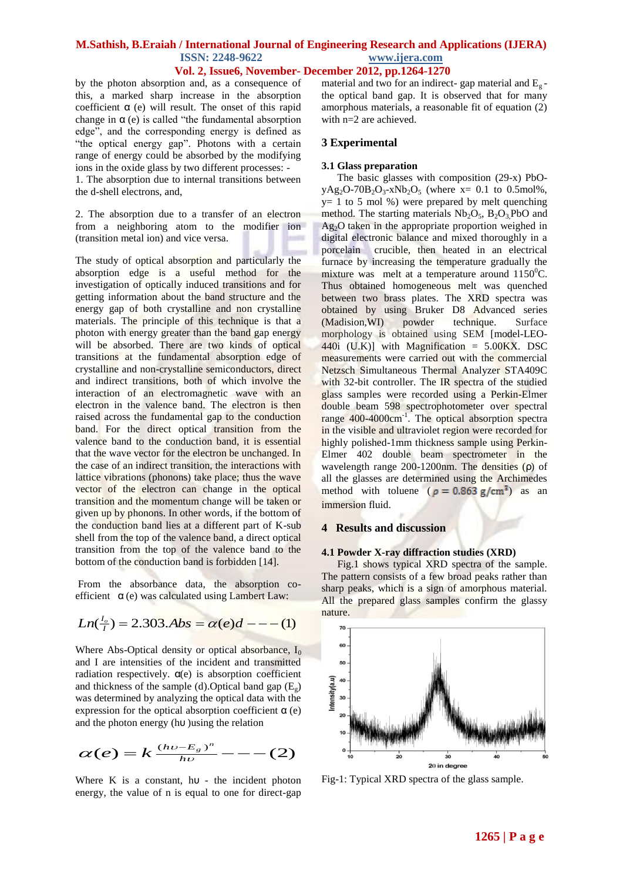by the photon absorption and, as a consequence of this, a marked sharp increase in the absorption coefficient α (e) will result. The onset of this rapid change in α (e) is called "the fundamental absorption edge", and the corresponding energy is defined as "the optical energy gap". Photons with a certain range of energy could be absorbed by the modifying ions in the oxide glass by two different processes: -

1. The absorption due to internal transitions between the d-shell electrons, and,

2. The absorption due to a transfer of an electron from a neighboring atom to the modifier ion (transition metal ion) and vice versa.

The study of optical absorption and particularly the absorption edge is a useful method for the investigation of optically induced transitions and for getting information about the band structure and the energy gap of both crystalline and non crystalline materials. The principle of this technique is that a photon with energy greater than the band gap energy will be absorbed. There are two kinds of optical transitions at the fundamental absorption edge of crystalline and non-crystalline semiconductors, direct and indirect transitions, both of which involve the interaction of an electromagnetic wave with an electron in the valence band. The electron is then raised across the fundamental gap to the conduction band. For the direct optical transition from the valence band to the conduction band, it is essential that the wave vector for the electron be unchanged. In the case of an indirect transition, the interactions with lattice vibrations (phonons) take place; thus the wave vector of the electron can change in the optical transition and the momentum change will be taken or given up by phonons. In other words, if the bottom of the conduction band lies at a different part of K-sub shell from the top of the valence band, a direct optical transition from the top of the valence band to the bottom of the conduction band is forbidden [14].

From the absorbance data, the absorption co-efficient α (e) was calculated using Lambert Law:

$$Ln(\tfrac{I_o}{I}) = 2.303.Abs = \alpha(e)d \; --- (1)$$

Where Abs-Optical density or optical absorbance, $I_0$ and I are intensities of the incident and transmitted radiation respectively. α(e) is absorption coefficient and thickness of the sample (d).Optical band gap ($E_g$) was determined by analyzing the optical data with the expression for the optical absorption coefficient α (e) and the photon energy (hυ )using the relation

$$\alpha(e) = k\,\frac{(h\upsilon - E_g)^n}{h\upsilon} \; --- (2)$$

Where K is a constant, hυ - the incident photon energy, the value of n is equal to one for direct-gap material and two for an indirect- gap material and $E_g$ - the optical band gap. It is observed that for many amorphous materials, a reasonable fit of equation (2) with n=2 are achieved.

## 3 Experimental

### 3.1 Glass preparation

The basic glasses with composition (29-x) PbO-$yAg_2O$-$70B_2O_3$-$xNb_2O_5$ (where x= 0.1 to 0.5mol%, y= 1 to 5 mol %) were prepared by melt quenching method. The starting materials $Nb_2O_5$, $B_2O_3$,PbO and $Ag_2O$ taken in the appropriate proportion weighed in digital electronic balance and mixed thoroughly in a porcelain crucible, then heated in an electrical furnace by increasing the temperature gradually the mixture was melt at a temperature around 1150$^0$C. Thus obtained homogeneous melt was quenched between two brass plates. The XRD spectra was obtained by using Bruker D8 Advanced series (Madision,WI) powder technique. Surface morphology is obtained using SEM [model-LEO-440i (U.K)] with Magnification = 5.00KX. DSC measurements were carried out with the commercial Netzsch Simultaneous Thermal Analyzer STA409C with 32-bit controller. The IR spectra of the studied glass samples were recorded using a Perkin-Elmer double beam 598 spectrophotometer over spectral range 400-4000cm$^{-1}$. The optical absorption spectra in the visible and ultraviolet region were recorded for highly polished-1mm thickness sample using Perkin-Elmer 402 double beam spectrometer in the wavelength range 200-1200nm. The densities (ρ) of all the glasses are determined using the Archimedes method with toluene ($\rho = 0.863\ g/cm^3$) as an immersion fluid.

## 4 Results and discussion

### 4.1 Powder X-ray diffraction studies (XRD)

Fig.1 shows typical XRD spectra of the sample. The pattern consists of a few broad peaks rather than sharp peaks, which is a sign of amorphous material. All the prepared glass samples confirm the glassy nature.

Fig-1: Typical XRD spectra of the glass sample.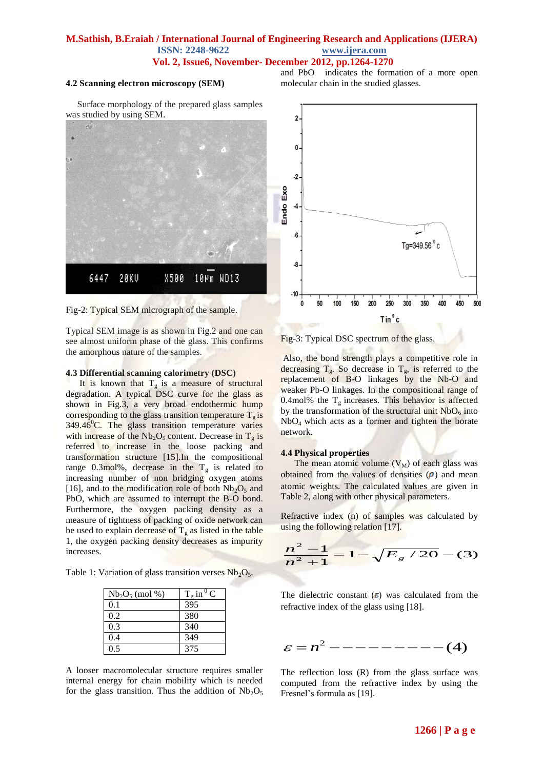### 4.2 Scanning electron microscopy (SEM)

Surface morphology of the prepared glass samples was studied by using SEM.

Fig-2: Typical SEM micrograph of the sample.

Typical SEM image is as shown in Fig.2 and one can see almost uniform phase of the glass. This confirms the amorphous nature of the samples.

### 4.3 Differential scanning calorimetry (DSC)

It is known that $T_g$ is a measure of structural degradation. A typical DSC curve for the glass as shown in Fig.3, a very broad endothermic hump corresponding to the glass transition temperature $T_g$ is $349.46^0$C. The glass transition temperature varies with increase of the $Nb_2O_5$ content. Decrease in $T_g$ is referred to increase in the loose packing and transformation structure [15].In the compositional range 0.3mol%, decrease in the $T_g$ is related to increasing number of non bridging oxygen atoms [16], and to the modification role of both $Nb_2O_5$ and PbO, which are assumed to interrupt the B-O bond. Furthermore, the oxygen packing density as a measure of tightness of packing of oxide network can be used to explain decrease of $T_g$ as listed in the table 1, the oxygen packing density decreases as impurity increases.

Table 1: Variation of glass transition verses $Nb_2O_5$.

| $Nb_2O_5$ (mol %) | $T_g$ in $^0$ C |
|---|---|
| 0.1 | 395 |
| 0.2 | 380 |
| 0.3 | 340 |
| 0.4 | 349 |
| 0.5 | 375 |

A looser macromolecular structure requires smaller internal energy for chain mobility which is needed for the glass transition. Thus the addition of $Nb_2O_5$ and PbO indicates the formation of a more open molecular chain in the studied glasses.

Fig-3: Typical DSC spectrum of the glass.

Also, the bond strength plays a competitive role in decreasing $T_g$. So decrease in $T_g$, is referred to the replacement of B-O linkages by the Nb-O and weaker Pb-O linkages. In the compositional range of 0.4mol% the $T_g$ increases. This behavior is affected by the transformation of the structural unit $NbO_6$ into $NbO_4$ which acts as a former and tighten the borate network.

### 4.4 Physical properties

The mean atomic volume ($V_M$) of each glass was obtained from the values of densities ($\rho$) and mean atomic weights. The calculated values are given in Table 2, along with other physical parameters.

Refractive index (n) of samples was calculated by using the following relation [17].

$$\frac{n^2 - 1}{n^2 + 1} = 1 - \sqrt{E_g / 20} \quad -(3)$$

The dielectric constant ($\varepsilon$) was calculated from the refractive index of the glass using [18].

$$\varepsilon = n^2 \quad ---------(4)$$

The reflection loss (R) from the glass surface was computed from the refractive index by using the Fresnel's formula as [19].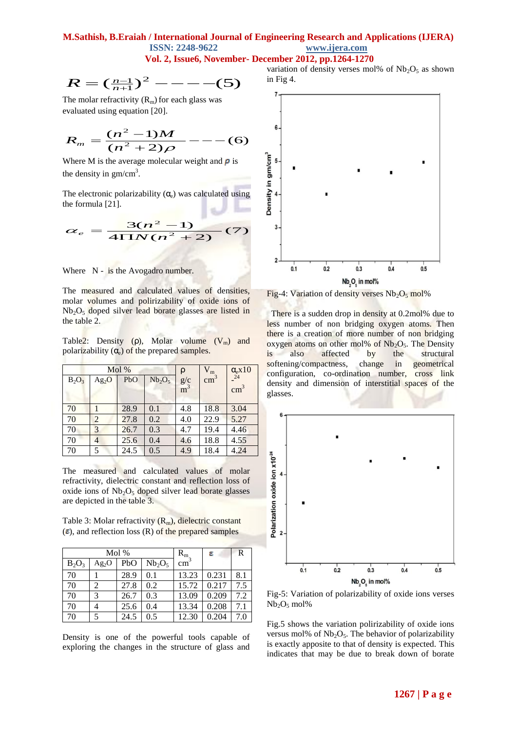$$R = \left(\frac{n-1}{n+1}\right)^2 \quad ----(5)$$

The molar refractivity ($R_m$) for each glass was evaluated using equation [20].

$$R_m = \frac{(n^2 - 1)M}{(n^2 + 2)\rho} \quad ---(6)$$

Where M is the average molecular weight and $\rho$ is the density in gm/cm$^3$.

The electronic polarizability ($\alpha_e$) was calculated using the formula [21].

$$\alpha_e = \frac{3(n^2 - 1)}{4\Pi N(n^2 + 2)} \quad (7)$$

Where N - is the Avogadro number.

The measured and calculated values of densities, molar volumes and polirizability of oxide ions of $Nb_2O_5$ doped silver lead borate glasses are listed in the table 2.

Table2: Density ($\rho$), Molar volume ($V_m$) and polarizability ($\alpha_e$) of the prepared samples.

| Mol % | | | | ρ g/cm$^3$ | $V_m$ cm$^3$ | $\alpha_e$x10$^{-24}$ cm$^3$ |
|---|---|---|---|---|---|---|
| $B_2O_3$ | $Ag_2O$ | PbO | $Nb_2O_5$ | | | |
| 70 | 1 | 28.9 | 0.1 | 4.8 | 18.8 | 3.04 |
| 70 | 2 | 27.8 | 0.2 | 4.0 | 22.9 | 5.27 |
| 70 | 3 | 26.7 | 0.3 | 4.7 | 19.4 | 4.46 |
| 70 | 4 | 25.6 | 0.4 | 4.6 | 18.8 | 4.55 |
| 70 | 5 | 24.5 | 0.5 | 4.9 | 18.4 | 4.24 |

The measured and calculated values of molar refractivity, dielectric constant and reflection loss of oxide ions of $Nb_2O_5$ doped silver lead borate glasses are depicted in the table 3.

Table 3: Molar refractivity ($R_m$), dielectric constant ($\varepsilon$), and reflection loss (R) of the prepared samples

| Mol % | | | | $R_m$ cm$^3$ | $\varepsilon$ | R |
|---|---|---|---|---|---|---|
| $B_2O_3$ | $Ag_2O$ | PbO | $Nb_2O_5$ | | | |
| 70 | 1 | 28.9 | 0.1 | 13.23 | 0.231 | 8.1 |
| 70 | 2 | 27.8 | 0.2 | 15.72 | 0.217 | 7.5 |
| 70 | 3 | 26.7 | 0.3 | 13.09 | 0.209 | 7.2 |
| 70 | 4 | 25.6 | 0.4 | 13.34 | 0.208 | 7.1 |
| 70 | 5 | 24.5 | 0.5 | 12.30 | 0.204 | 7.0 |

Density is one of the powerful tools capable of exploring the changes in the structure of glass and variation of density verses mol% of $Nb_2O_5$ as shown in Fig 4.

Fig-4: Variation of density verses $Nb_2O_5$ mol%

There is a sudden drop in density at 0.2mol% due to less number of non bridging oxygen atoms. Then there is a creation of more number of non bridging oxygen atoms on other mol% of $Nb_2O_5$. The Density is also affected by the structural softening/compactness, change in geometrical configuration, co-ordination number, cross link density and dimension of interstitial spaces of the glasses.

Fig-5: Variation of polarizability of oxide ions verses $Nb_2O_5$ mol%

Fig.5 shows the variation polirizability of oxide ions versus mol% of $Nb_2O_5$. The behavior of polarizability is exactly apposite to that of density is expected. This indicates that may be due to break down of borate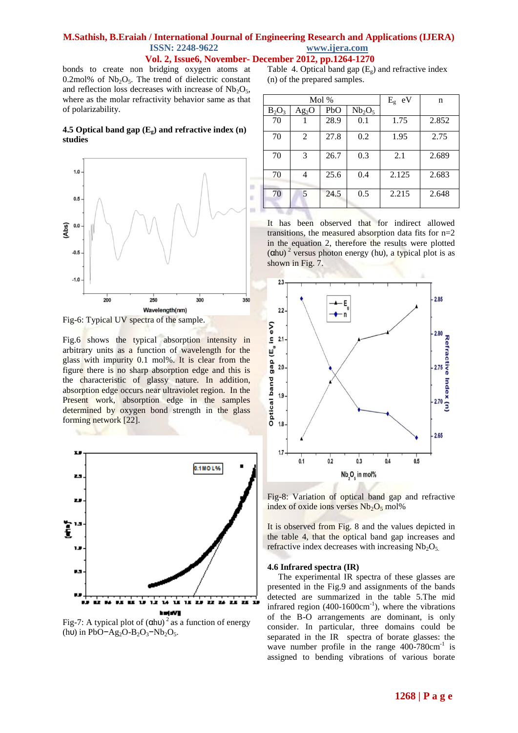bonds to create non bridging oxygen atoms at 0.2mol% of $Nb_2O_5$. The trend of dielectric constant and reflection loss decreases with increase of $Nb_2O_5$, where as the molar refractivity behavior same as that of polarizability.

**4.5 Optical band gap ($E_g$) and refractive index (n) studies**

Fig-6: Typical UV spectra of the sample.

Fig.6 shows the typical absorption intensity in arbitrary units as a function of wavelength for the glass with impurity 0.1 mol%. It is clear from the figure there is no sharp absorption edge and this is the characteristic of glassy nature. In addition, absorption edge occurs near ultraviolet region. In the Present work, absorption edge in the samples determined by oxygen bond strength in the glass forming network [22].

Fig-7: A typical plot of $(\alpha h\upsilon)^2$ as a function of energy ($h\upsilon$) in $PbO-Ag_2O-B_2O_3-Nb_2O_5$.

Table 4. Optical band gap ($E_g$) and refractive index (n) of the prepared samples.

| Mol % | | | | $E_g$ eV | n |
|---|---|---|---|---|---|
| $B_2O_3$ | $Ag_2O$ | PbO | $Nb_2O_5$ | | |
| 70 | 1 | 28.9 | 0.1 | 1.75 | 2.852 |
| 70 | 2 | 27.8 | 0.2 | 1.95 | 2.75 |
| 70 | 3 | 26.7 | 0.3 | 2.1 | 2.689 |
| 70 | 4 | 25.6 | 0.4 | 2.125 | 2.683 |
| 70 | 5 | 24.5 | 0.5 | 2.215 | 2.648 |

It has been observed that for indirect allowed transitions, the measured absorption data fits for n=2 in the equation 2, therefore the results were plotted $(\alpha h\upsilon)^2$ versus photon energy ($h\upsilon$), a typical plot is as shown in Fig. 7.

Fig-8: Variation of optical band gap and refractive index of oxide ions verses $Nb_2O_5$ mol%

It is observed from Fig. 8 and the values depicted in the table 4, that the optical band gap increases and refractive index decreases with increasing $Nb_2O_5$.

**4.6 Infrared spectra (IR)**

The experimental IR spectra of these glasses are presented in the Fig.9 and assignments of the bands detected are summarized in the table 5.The mid infrared region (400-1600$cm^{-1}$), where the vibrations of the B-O arrangements are dominant, is only consider. In particular, three domains could be separated in the IR spectra of borate glasses: the wave number profile in the range 400-780$cm^{-1}$ is assigned to bending vibrations of various borate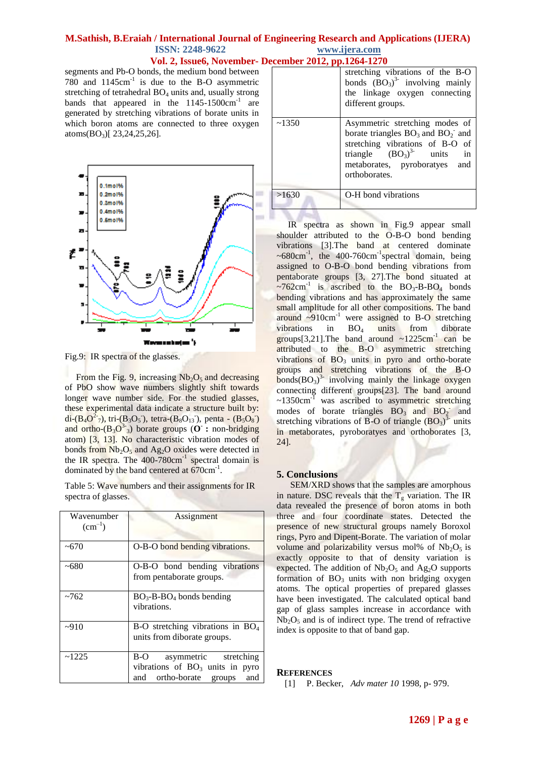segments and Pb-O bonds, the medium bond between 780 and 1145cm$^{-1}$ is due to the B-O asymmetric stretching of tetrahedral $BO_4$ units and, usually strong bands that appeared in the 1145-1500cm$^{-1}$ are generated by stretching vibrations of borate units in which boron atoms are connected to three oxygen atoms($BO_3$)[ 23,24,25,26].

Fig.9: IR spectra of the glasses.

From the Fig. 9, increasing $Nb_2O_5$ and decreasing of PbO show wave numbers slightly shift towards longer wave number side. For the studied glasses, these experimental data indicate a structure built by: di-($B_4O^{2-}{}_7$), tri-($B_3O_5^-$), tetra-($B_8O_{13}^-$), penta - ($B_5O_8^-$) and ortho-($B_3O^{3-}{}_3$) borate groups (**O$^-$ :** non-bridging atom) [3, 13]. No characteristic vibration modes of bonds from $Nb_2O_5$ and $Ag_2O$ oxides were detected in the IR spectra. The 400-780cm$^{-1}$ spectral domain is dominated by the band centered at 670cm$^{-1}$.

Table 5: Wave numbers and their assignments for IR spectra of glasses.

| Wavenumber (cm$^{-1}$) | Assignment |
|---|---|
| ~670 | O-B-O bond bending vibrations. |
| ~680 | O-B-O bond bending vibrations from pentaborate groups. |
| ~762 | $BO_3$-B-$BO_4$ bonds bending vibrations. |
| ~910 | B-O stretching vibrations in $BO_4$ units from diborate groups. |
| ~1225 | B-O asymmetric stretching vibrations of $BO_3$ units in pyro and ortho-borate groups and stretching vibrations of the B-O bonds $(BO_3)^{3-}$ involving mainly the linkage oxygen connecting different groups. |
| ~1350 | Asymmetric stretching modes of borate triangles $BO_3$ and $BO_2^-$ and stretching vibrations of B-O of triangle $(BO_3)^{3-}$ units in metaborates, pyroboratyes and orthoborates. |
| >1630 | O-H bond vibrations |

IR spectra as shown in Fig.9 appear small shoulder attributed to the O-B-O bond bending vibrations [3].The band at centered dominate ~680cm$^{-1}$, the 400-760cm$^{-1}$spectral domain, being assigned to O-B-O bond bending vibrations from pentaborate groups [3, 27].The bond situated at ~762cm$^{-1}$ is ascribed to the $BO_3$-B-$BO_4$ bonds bending vibrations and has approximately the same small amplitude for all other compositions. The band around ~910cm$^{-1}$ were assigned to B-O stretching vibrations in $BO_4$ units from diborate groups[3,21].The band around ~1225cm$^{-1}$ can be attributed to the B-O asymmetric stretching vibrations of $BO_3$ units in pyro and ortho-borate groups and stretching vibrations of the B-O bonds$(BO_3)^{3-}$ involving mainly the linkage oxygen connecting different groups[23]. The band around ~1350cm$^{-1}$ was ascribed to asymmetric stretching modes of borate triangles $BO_3$ and $BO_2^-$ and stretching vibrations of B-O of triangle $(BO_3)^{3-}$ units in metaborates, pyroboratyes and orthoborates [3, 24].

## 5. Conclusions

SEM/XRD shows that the samples are amorphous in nature. DSC reveals that the $T_g$ variation. The IR data revealed the presence of boron atoms in both three and four coordinate states. Detected the presence of new structural groups namely Boroxol rings, Pyro and Dipent-Borate. The variation of molar volume and polarizability versus mol% of $Nb_2O_5$ is exactly opposite to that of density variation is expected. The addition of $Nb_2O_5$ and $Ag_2O$ supports formation of $BO_3$ units with non bridging oxygen atoms. The optical properties of prepared glasses have been investigated. The calculated optical band gap of glass samples increase in accordance with $Nb_2O_5$ and is of indirect type. The trend of refractive index is opposite to that of band gap.

## References

[1] P. Becker, *Adv mater 10* 1998, p- 979.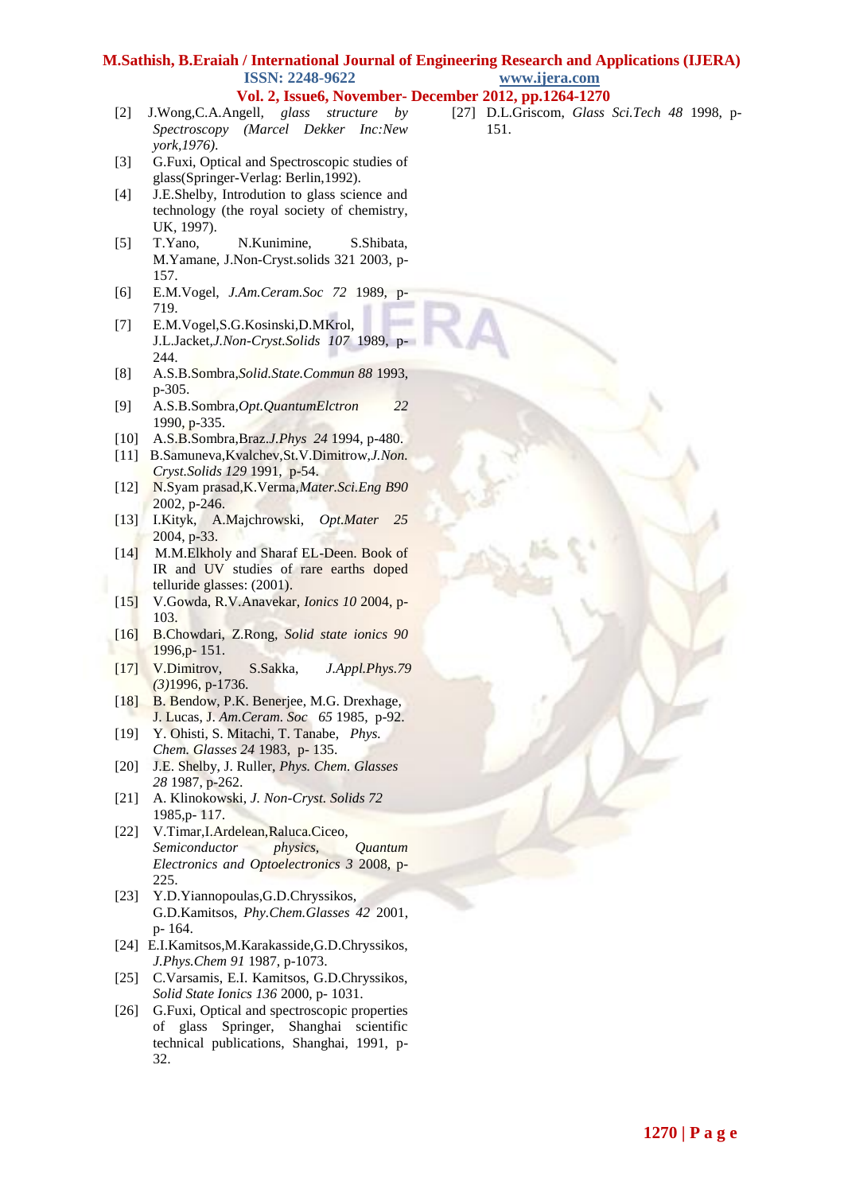[2] J.Wong,C.A.Angell, *glass structure by Spectroscopy (Marcel Dekker Inc:New york,1976).*

[3] G.Fuxi, Optical and Spectroscopic studies of glass(Springer-Verlag: Berlin,1992).

[4] J.E.Shelby, Introdution to glass science and technology (the royal society of chemistry, UK, 1997).

[5] T.Yano, N.Kunimine, S.Shibata, M.Yamane, J.Non-Cryst.solids 321 2003, p-157.

[6] E.M.Vogel, *J.Am.Ceram.Soc 72* 1989, p-719.

[7] E.M.Vogel,S.G.Kosinski,D.MKrol, J.L.Jacket,*J.Non-Cryst.Solids 107* 1989, p-244.

[8] A.S.B.Sombra,*Solid.State.Commun 88* 1993, p-305.

[9] A.S.B.Sombra,*Opt.QuantumElctron 22* 1990, p-335.

[10] A.S.B.Sombra,Braz.*J.Phys 24* 1994, p-480.

[11] B.Samuneva,Kvalchev,St.V.Dimitrow,*J.Non. Cryst.Solids 129* 1991, p-54.

[12] N.Syam prasad,K.Verma,*Mater.Sci.Eng B90* 2002, p-246.

[13] I.Kityk, A.Majchrowski, *Opt.Mater 25* 2004, p-33.

[14] M.M.Elkholy and Sharaf EL-Deen. Book of IR and UV studies of rare earths doped telluride glasses: (2001).

[15] V.Gowda, R.V.Anavekar, *Ionics 10* 2004, p-103.

[16] B.Chowdari, Z.Rong, *Solid state ionics 90* 1996,p- 151.

[17] V.Dimitrov, S.Sakka, *J.Appl.Phys.79 (3)*1996, p-1736.

[18] B. Bendow, P.K. Benerjee, M.G. Drexhage, J. Lucas, J. *Am.Ceram. Soc 65* 1985, p-92.

[19] Y. Ohisti, S. Mitachi, T. Tanabe, *Phys. Chem. Glasses 24* 1983, p- 135.

[20] J.E. Shelby, J. Ruller, *Phys. Chem. Glasses 28* 1987, p-262.

[21] A. Klinokowski, *J. Non-Cryst. Solids 72* 1985,p- 117.

[22] V.Timar,I.Ardelean,Raluca.Ciceo, *Semiconductor physics, Quantum Electronics and Optoelectronics 3* 2008, p-225.

[23] Y.D.Yiannopoulas,G.D.Chryssikos, G.D.Kamitsos, *Phy.Chem.Glasses 42* 2001, p- 164.

[24] E.I.Kamitsos,M.Karakasside,G.D.Chryssikos, *J.Phys.Chem 91* 1987, p-1073.

[25] C.Varsamis, E.I. Kamitsos, G.D.Chryssikos, *Solid State Ionics 136* 2000, p- 1031.

[26] G.Fuxi, Optical and spectroscopic properties of glass Springer, Shanghai scientific technical publications, Shanghai, 1991, p-32.

[27] D.L.Griscom, *Glass Sci.Tech 48* 1998, p-151.